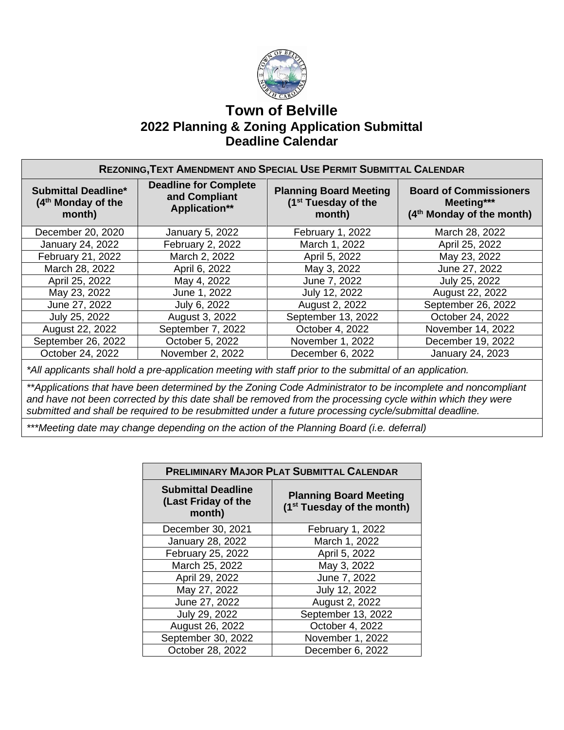# Town of Belville

## 2022 Planning & Zoning Application Submittal Deadline Calendar

| REZONING, TEXT AMENDMENT AND SPECIAL USE PERMIT SUBMITTAL CALENDAR | | | |
|---|---|---|---|
| **Submittal Deadline* (4th Monday of the month)** | **Deadline for Complete and Compliant Application**** | **Planning Board Meeting (1st Tuesday of the month)** | **Board of Commissioners Meeting*** (4th Monday of the month)** |
| December 20, 2020 | January 5, 2022 | February 1, 2022 | March 28, 2022 |
| January 24, 2022 | February 2, 2022 | March 1, 2022 | April 25, 2022 |
| February 21, 2022 | March 2, 2022 | April 5, 2022 | May 23, 2022 |
| March 28, 2022 | April 6, 2022 | May 3, 2022 | June 27, 2022 |
| April 25, 2022 | May 4, 2022 | June 7, 2022 | July 25, 2022 |
| May 23, 2022 | June 1, 2022 | July 12, 2022 | August 22, 2022 |
| June 27, 2022 | July 6, 2022 | August 2, 2022 | September 26, 2022 |
| July 25, 2022 | August 3, 2022 | September 13, 2022 | October 24, 2022 |
| August 22, 2022 | September 7, 2022 | October 4, 2022 | November 14, 2022 |
| September 26, 2022 | October 5, 2022 | November 1, 2022 | December 19, 2022 |
| October 24, 2022 | November 2, 2022 | December 6, 2022 | January 24, 2023 |

*\*All applicants shall hold a pre-application meeting with staff prior to the submittal of an application.*

*\*\*Applications that have been determined by the Zoning Code Administrator to be incomplete and noncompliant and have not been corrected by this date shall be removed from the processing cycle within which they were submitted and shall be required to be resubmitted under a future processing cycle/submittal deadline.*

*\*\*\*Meeting date may change depending on the action of the Planning Board (i.e. deferral)*

| PRELIMINARY MAJOR PLAT SUBMITTAL CALENDAR | |
|---|---|
| **Submittal Deadline (Last Friday of the month)** | **Planning Board Meeting (1st Tuesday of the month)** |
| December 30, 2021 | February 1, 2022 |
| January 28, 2022 | March 1, 2022 |
| February 25, 2022 | April 5, 2022 |
| March 25, 2022 | May 3, 2022 |
| April 29, 2022 | June 7, 2022 |
| May 27, 2022 | July 12, 2022 |
| June 27, 2022 | August 2, 2022 |
| July 29, 2022 | September 13, 2022 |
| August 26, 2022 | October 4, 2022 |
| September 30, 2022 | November 1, 2022 |
| October 28, 2022 | December 6, 2022 |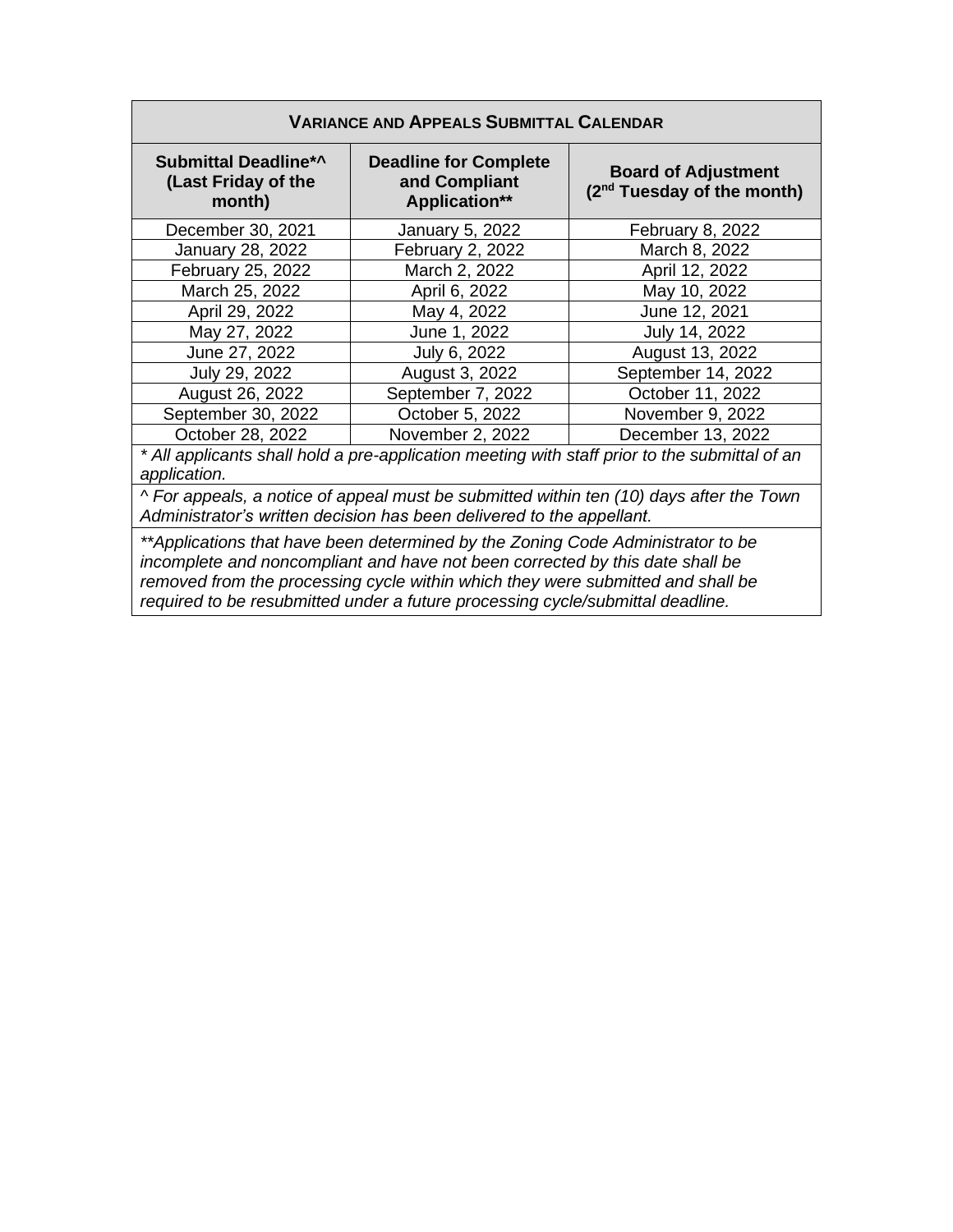| **Variance and Appeals Submittal Calendar** | | |
|---|---|---|
| **Submittal Deadline*^ (Last Friday of the month)** | **Deadline for Complete and Compliant Application**** | **Board of Adjustment (2nd Tuesday of the month)** |
| December 30, 2021 | January 5, 2022 | February 8, 2022 |
| January 28, 2022 | February 2, 2022 | March 8, 2022 |
| February 25, 2022 | March 2, 2022 | April 12, 2022 |
| March 25, 2022 | April 6, 2022 | May 10, 2022 |
| April 29, 2022 | May 4, 2022 | June 12, 2021 |
| May 27, 2022 | June 1, 2022 | July 14, 2022 |
| June 27, 2022 | July 6, 2022 | August 13, 2022 |
| July 29, 2022 | August 3, 2022 | September 14, 2022 |
| August 26, 2022 | September 7, 2022 | October 11, 2022 |
| September 30, 2022 | October 5, 2022 | November 9, 2022 |
| October 28, 2022 | November 2, 2022 | December 13, 2022 |

*\* All applicants shall hold a pre-application meeting with staff prior to the submittal of an application.*

*^ For appeals, a notice of appeal must be submitted within ten (10) days after the Town Administrator's written decision has been delivered to the appellant.*

*\*\*Applications that have been determined by the Zoning Code Administrator to be incomplete and noncompliant and have not been corrected by this date shall be removed from the processing cycle within which they were submitted and shall be required to be resubmitted under a future processing cycle/submittal deadline.*